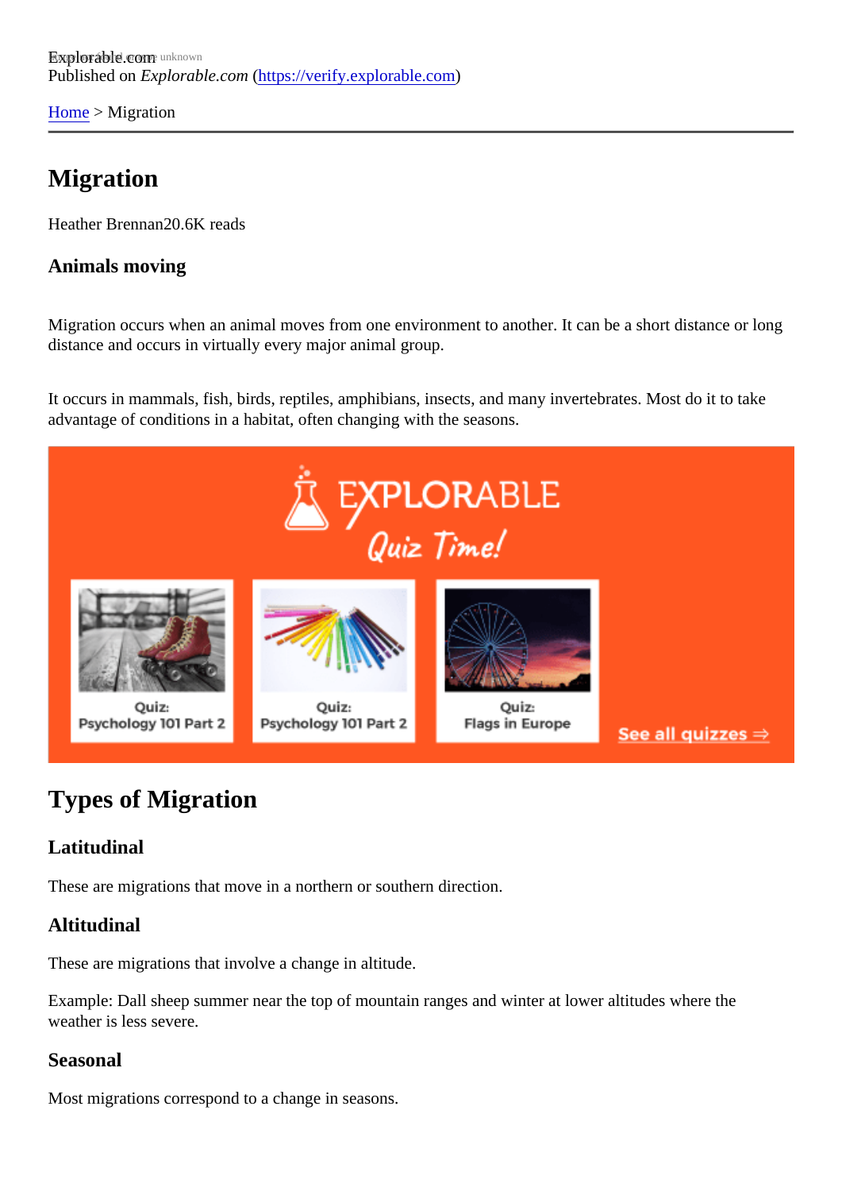Explorable.com
Published on *Explorable.com* (https://verify.explorable.com)

Home > Migration

# Migration

Heather Brennan20.6K reads

### Animals moving

Migration occurs when an animal moves from one environment to another. It can be a short distance or long distance and occurs in virtually every major animal group.

It occurs in mammals, fish, birds, reptiles, amphibians, insects, and many invertebrates. Most do it to take advantage of conditions in a habitat, often changing with the seasons.

## Types of Migration

### Latitudinal

These are migrations that move in a northern or southern direction.

### Altitudinal

These are migrations that involve a change in altitude.

Example: Dall sheep summer near the top of mountain ranges and winter at lower altitudes where the weather is less severe.

### Seasonal

Most migrations correspond to a change in seasons.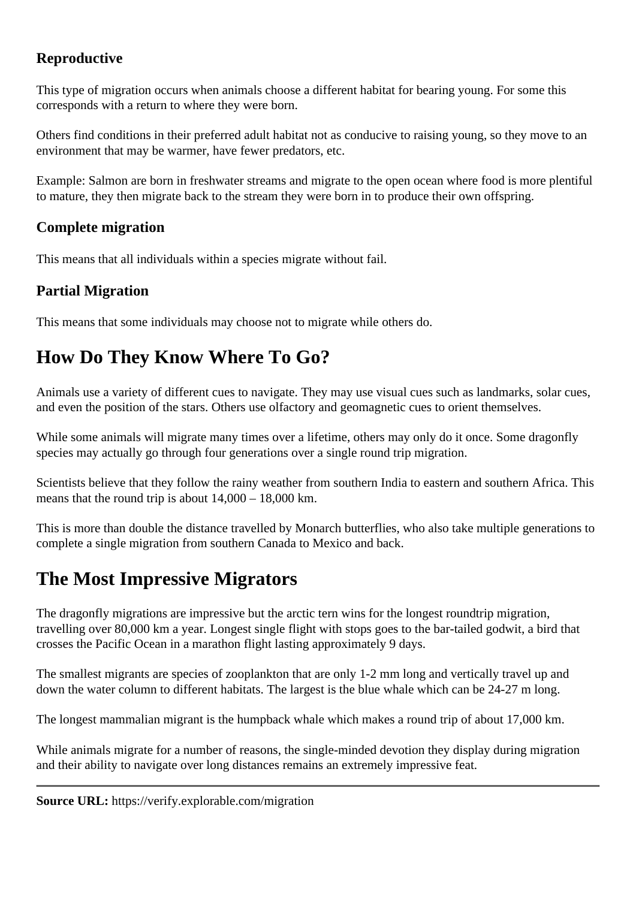### Reproductive

This type of migration occurs when animals choose a different habitat for bearing young. For some this corresponds with a return to where they were born.

Others find conditions in their preferred adult habitat not as conducive to raising young, so they move to an environment that may be warmer, have fewer predators, etc.

Example: Salmon are born in freshwater streams and migrate to the open ocean where food is more plentiful to mature, they then migrate back to the stream they were born in to produce their own offspring.

### Complete migration

This means that all individuals within a species migrate without fail.

### Partial Migration

This means that some individuals may choose not to migrate while others do.

## How Do They Know Where To Go?

Animals use a variety of different cues to navigate. They may use visual cues such as landmarks, solar cues, and even the position of the stars. Others use olfactory and geomagnetic cues to orient themselves.

While some animals will migrate many times over a lifetime, others may only do it once. Some dragonfly species may actually go through four generations over a single round trip migration.

Scientists believe that they follow the rainy weather from southern India to eastern and southern Africa. This means that the round trip is about 14,000 – 18,000 km.

This is more than double the distance travelled by Monarch butterflies, who also take multiple generations to complete a single migration from southern Canada to Mexico and back.

## The Most Impressive Migrators

The dragonfly migrations are impressive but the arctic tern wins for the longest roundtrip migration, travelling over 80,000 km a year. Longest single flight with stops goes to the bar-tailed godwit, a bird that crosses the Pacific Ocean in a marathon flight lasting approximately 9 days.

The smallest migrants are species of zooplankton that are only 1-2 mm long and vertically travel up and down the water column to different habitats. The largest is the blue whale which can be 24-27 m long.

The longest mammalian migrant is the humpback whale which makes a round trip of about 17,000 km.

While animals migrate for a number of reasons, the single-minded devotion they display during migration and their ability to navigate over long distances remains an extremely impressive feat.

---

**Source URL:** https://verify.explorable.com/migration